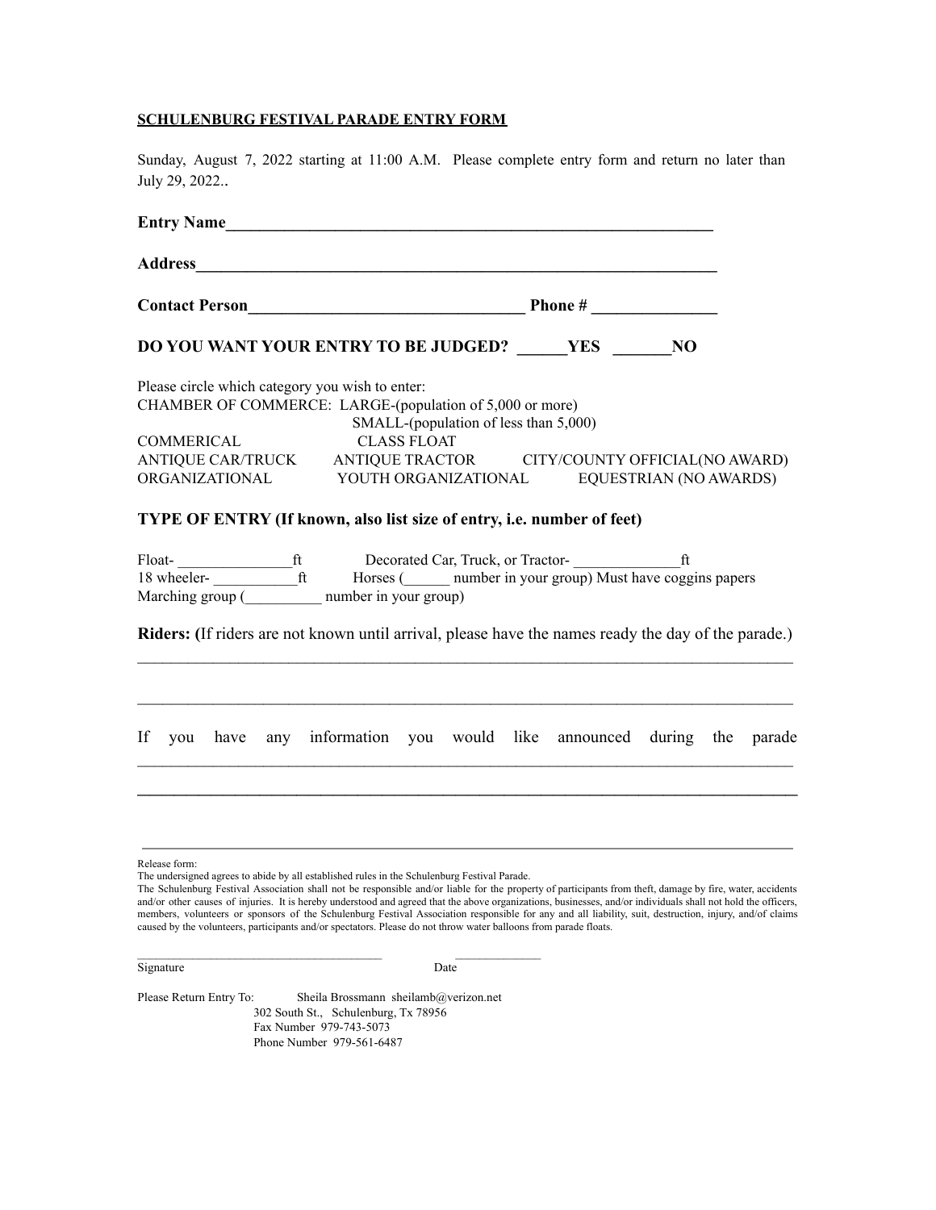**SCHULENBURG FESTIVAL PARADE ENTRY FORM**

Sunday, August 7, 2022 starting at 11:00 A.M. Please complete entry form and return no later than July 29, 2022..

**Entry Name**_______________________________________________________________

**Address**__________________________________________________________________

**Contact Person**__________________________________ **Phone #** _______________

**DO YOU WANT YOUR ENTRY TO BE JUDGED? ______YES _______NO**

Please circle which category you wish to enter:

CHAMBER OF COMMERCE: LARGE-(population of 5,000 or more)
SMALL-(population of less than 5,000)

COMMERICAL CLASS FLOAT

ANTIQUE CAR/TRUCK ANTIQUE TRACTOR CITY/COUNTY OFFICIAL(NO AWARD)

ORGANIZATIONAL YOUTH ORGANIZATIONAL EQUESTRIAN (NO AWARDS)

**TYPE OF ENTRY (If known, also list size of entry, i.e. number of feet)**

Float- _______________ft Decorated Car, Truck, or Tractor- ______________ft

18 wheeler- ___________ft Horses (______ number in your group) Must have coggins papers

Marching group (__________ number in your group)

**Riders: (**If riders are not known until arrival, please have the names ready the day of the parade.)

_________________________________________________________________________________

_________________________________________________________________________________

If you have any information you would like announced during the parade
_________________________________________________________________________________

_________________________________________________________________________________

_________________________________________________________________________________

Release form:

The undersigned agrees to abide by all established rules in the Schulenburg Festival Parade.

The Schulenburg Festival Association shall not be responsible and/or liable for the property of participants from theft, damage by fire, water, accidents and/or other causes of injuries. It is hereby understood and agreed that the above organizations, businesses, and/or individuals shall not hold the officers, members, volunteers or sponsors of the Schulenburg Festival Association responsible for any and all liability, suit, destruction, injury, and/of claims caused by the volunteers, participants and/or spectators. Please do not throw water balloons from parade floats.

______________________________________ ______________

Signature Date

Please Return Entry To: Sheila Brossmann sheilamb@verizon.net
302 South St., Schulenburg, Tx 78956
Fax Number 979-743-5073
Phone Number 979-561-6487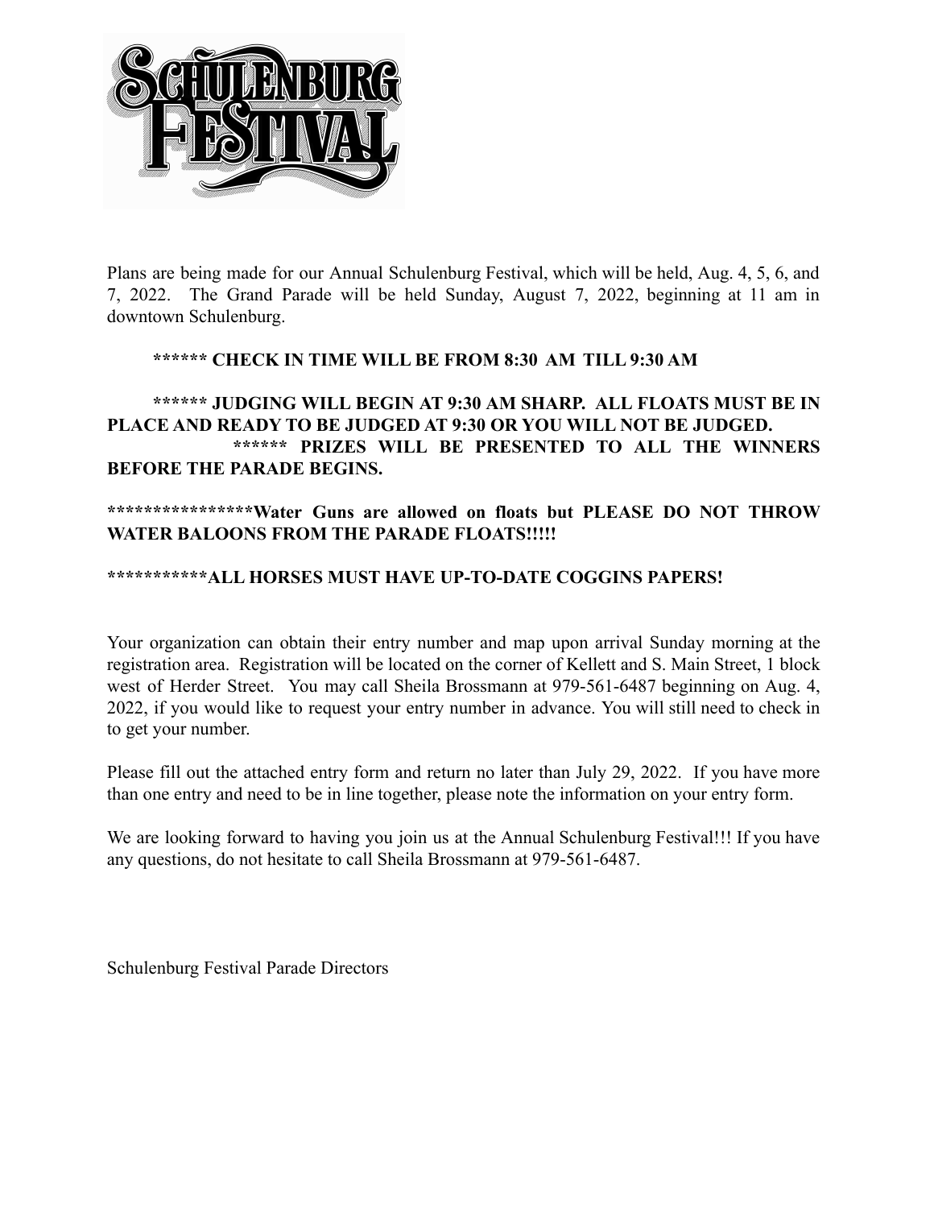# Schulenburg Festival

Plans are being made for our Annual Schulenburg Festival, which will be held, Aug. 4, 5, 6, and 7, 2022. The Grand Parade will be held Sunday, August 7, 2022, beginning at 11 am in downtown Schulenburg.

**\*\*\*\*\*\* CHECK IN TIME WILL BE FROM 8:30 AM TILL 9:30 AM**

**\*\*\*\*\*\* JUDGING WILL BEGIN AT 9:30 AM SHARP. ALL FLOATS MUST BE IN PLACE AND READY TO BE JUDGED AT 9:30 OR YOU WILL NOT BE JUDGED.**

**\*\*\*\*\*\* PRIZES WILL BE PRESENTED TO ALL THE WINNERS BEFORE THE PARADE BEGINS.**

**\*\*\*\*\*\*\*\*\*\*\*\*\*\*\*\*Water Guns are allowed on floats but PLEASE DO NOT THROW WATER BALOONS FROM THE PARADE FLOATS!!!!!**

**\*\*\*\*\*\*\*\*\*\*\*ALL HORSES MUST HAVE UP-TO-DATE COGGINS PAPERS!**

Your organization can obtain their entry number and map upon arrival Sunday morning at the registration area. Registration will be located on the corner of Kellett and S. Main Street, 1 block west of Herder Street. You may call Sheila Brossmann at 979-561-6487 beginning on Aug. 4, 2022, if you would like to request your entry number in advance. You will still need to check in to get your number.

Please fill out the attached entry form and return no later than July 29, 2022. If you have more than one entry and need to be in line together, please note the information on your entry form.

We are looking forward to having you join us at the Annual Schulenburg Festival!!! If you have any questions, do not hesitate to call Sheila Brossmann at 979-561-6487.

Schulenburg Festival Parade Directors